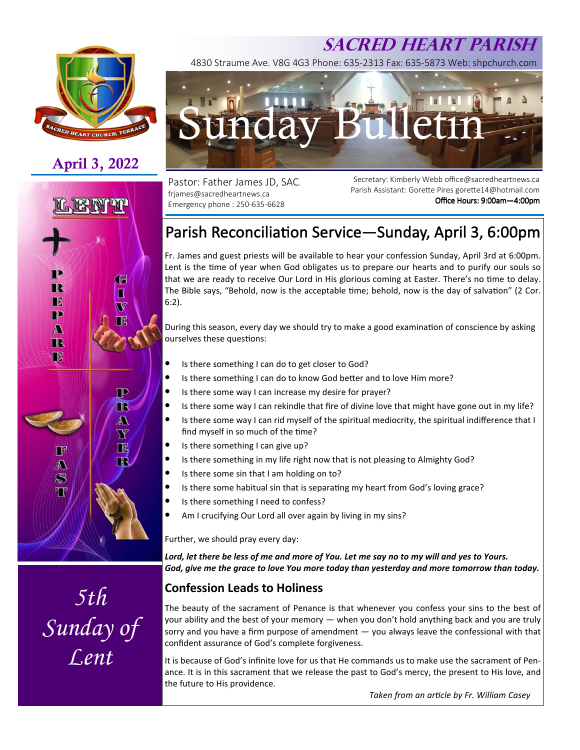# SACRED HEART PARISH

4830 Straume Ave. V8G 4G3 Phone: 635-2313 Fax: 635-5873 Web: shpchurch.com

# Sunday Bulletin

**April 3, 2022**

Pastor: Father James JD, SAC.
frjames@sacredheartnews.ca
Emergency phone : 250-635-6628

Secretary: Kimberly Webb office@sacredheartnews.ca
Parish Assistant: Gorette Pires gorette14@hotmail.com
**Office Hours: 9:00am—4:00pm**

LENT

PREPARE GIVE PRAYER FAST

*5th Sunday of Lent*

## Parish Reconciliation Service—Sunday, April 3, 6:00pm

Fr. James and guest priests will be available to hear your confession Sunday, April 3rd at 6:00pm. Lent is the time of year when God obligates us to prepare our hearts and to purify our souls so that we are ready to receive Our Lord in His glorious coming at Easter. There's no time to delay. The Bible says, "Behold, now is the acceptable time; behold, now is the day of salvation" (2 Cor. 6:2).

During this season, every day we should try to make a good examination of conscience by asking ourselves these questions:

- Is there something I can do to get closer to God?
- Is there something I can do to know God better and to love Him more?
- Is there some way I can increase my desire for prayer?
- Is there some way I can rekindle that fire of divine love that might have gone out in my life?
- Is there some way I can rid myself of the spiritual mediocrity, the spiritual indifference that I find myself in so much of the time?
- Is there something I can give up?
- Is there something in my life right now that is not pleasing to Almighty God?
- Is there some sin that I am holding on to?
- Is there some habitual sin that is separating my heart from God's loving grace?
- Is there something I need to confess?
- Am I crucifying Our Lord all over again by living in my sins?

Further, we should pray every day:

***Lord, let there be less of me and more of You. Let me say no to my will and yes to Yours. God, give me the grace to love You more today than yesterday and more tomorrow than today.***

### Confession Leads to Holiness

The beauty of the sacrament of Penance is that whenever you confess your sins to the best of your ability and the best of your memory — when you don't hold anything back and you are truly sorry and you have a firm purpose of amendment — you always leave the confessional with that confident assurance of God's complete forgiveness.

It is because of God's infinite love for us that He commands us to make use the sacrament of Penance. It is in this sacrament that we release the past to God's mercy, the present to His love, and the future to His providence.

*Taken from an article by Fr. William Casey*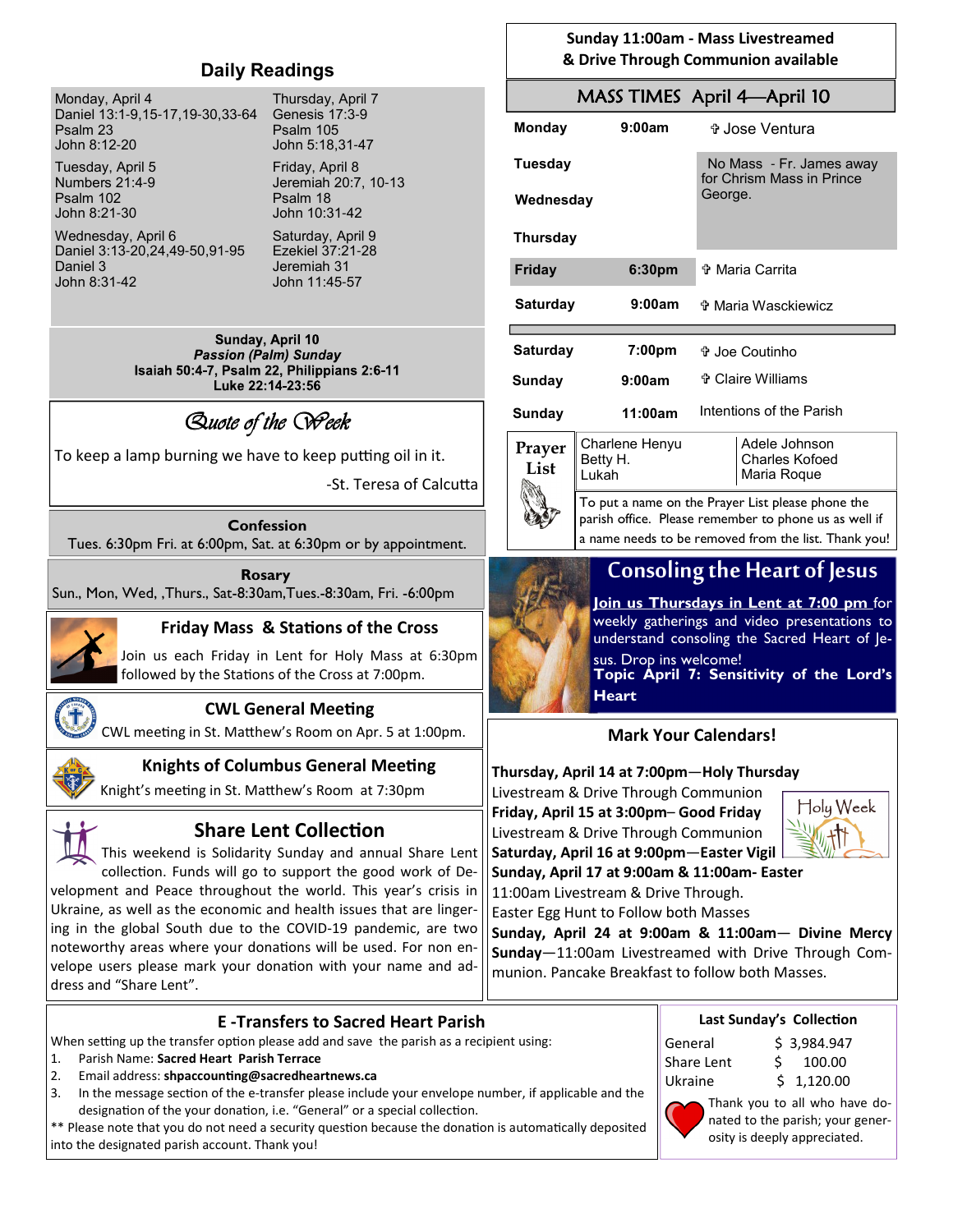## Daily Readings

Monday, April 4
Daniel 13:1-9,15-17,19-30,33-64
Psalm 23
John 8:12-20

Tuesday, April 5
Numbers 21:4-9
Psalm 102
John 8:21-30

Wednesday, April 6
Daniel 3:13-20,24,49-50,91-95
Daniel 3
John 8:31-42

Thursday, April 7
Genesis 17:3-9
Psalm 105
John 5:18,31-47

Friday, April 8
Jeremiah 20:7, 10-13
Psalm 18
John 10:31-42

Saturday, April 9
Ezekiel 37:21-28
Jeremiah 31
John 11:45-57

**Sunday, April 10**
***Passion (Palm) Sunday***
**Isaiah 50:4-7, Psalm 22, Philippians 2:6-11**
**Luke 22:14-23:56**

## Quote of the Week

To keep a lamp burning we have to keep putting oil in it.

-St. Teresa of Calcutta

**Confession**
Tues. 6:30pm Fri. at 6:00pm, Sat. at 6:30pm or by appointment.

**Rosary**
Sun., Mon, Wed, ,Thurs., Sat-8:30am,Tues.-8:30am, Fri. -6:00pm

### Friday Mass & Stations of the Cross

Join us each Friday in Lent for Holy Mass at 6:30pm followed by the Stations of the Cross at 7:00pm.

### CWL General Meeting

CWL meeting in St. Matthew's Room on Apr. 5 at 1:00pm.

### Knights of Columbus General Meeting

Knight's meeting in St. Matthew's Room at 7:30pm

### Share Lent Collection

This weekend is Solidarity Sunday and annual Share Lent collection. Funds will go to support the good work of Development and Peace throughout the world. This year's crisis in Ukraine, as well as the economic and health issues that are lingering in the global South due to the COVID-19 pandemic, are two noteworthy areas where your donations will be used. For non envelope users please mark your donation with your name and address and "Share Lent".

**Sunday 11:00am - Mass Livestreamed & Drive Through Communion available**

## MASS TIMES April 4—April 10

| | | |
|---|---|---|
| **Monday** | **9:00am** | ✞ Jose Ventura |
| **Tuesday** | | No Mass - Fr. James away for Chrism Mass in Prince George. |
| **Wednesday** | | |
| **Thursday** | | |
| **Friday** | **6:30pm** | ✞ Maria Carrita |
| **Saturday** | **9:00am** | ✞ Maria Wasckiewicz |
| **Saturday** | **7:00pm** | ✞ Joe Coutinho |
| **Sunday** | **9:00am** | ✞ Claire Williams |
| **Sunday** | **11:00am** | Intentions of the Parish |

**Prayer List**

Charlene Henyu
Betty H.
Lukah
Adele Johnson
Charles Kofoed
Maria Roque

To put a name on the Prayer List please phone the parish office. Please remember to phone us as well if a name needs to be removed from the list. Thank you!

## Consoling the Heart of Jesus

**Join us Thursdays in Lent at 7:00 pm** for weekly gatherings and video presentations to understand consoling the Sacred Heart of Jesus. Drop ins welcome!
**Topic April 7: Sensitivity of the Lord's Heart**

### Mark Your Calendars!

**Thursday, April 14 at 7:00pm—Holy Thursday**
Livestream & Drive Through Communion
**Friday, April 15 at 3:00pm– Good Friday**
Livestream & Drive Through Communion
**Saturday, April 16 at 9:00pm—Easter Vigil**
**Sunday, April 17 at 9:00am & 11:00am- Easter**
11:00am Livestream & Drive Through.
Easter Egg Hunt to Follow both Masses
**Sunday, April 24 at 9:00am & 11:00am— Divine Mercy Sunday**—11:00am Livestreamed with Drive Through Communion. Pancake Breakfast to follow both Masses.

Holy Week

### E -Transfers to Sacred Heart Parish

When setting up the transfer option please add and save the parish as a recipient using:

1. Parish Name: **Sacred Heart Parish Terrace**
2. Email address: **shpaccounting@sacredheartnews.ca**
3. In the message section of the e-transfer please include your envelope number, if applicable and the designation of the your donation, i.e. "General" or a special collection.

** Please note that you do not need a security question because the donation is automatically deposited into the designated parish account. Thank you!

**Last Sunday's Collection**

| | |
|---|---|
| General | $ 3,984.947 |
| Share Lent | $ 100.00 |
| Ukraine | $ 1,120.00 |

Thank you to all who have donated to the parish; your generosity is deeply appreciated.